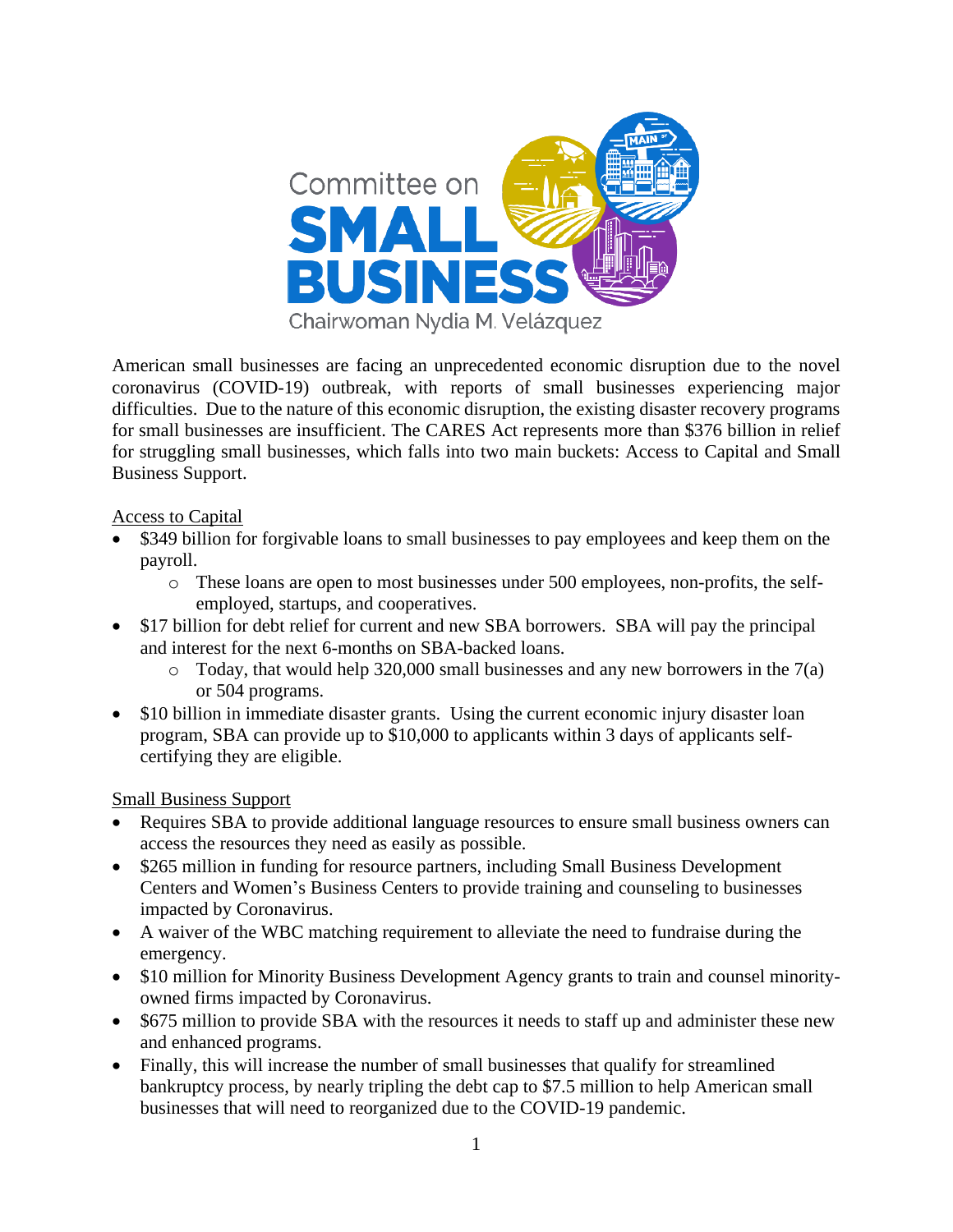# Committee on SMALL BUSINESS

Chairwoman Nydia M. Velázquez

American small businesses are facing an unprecedented economic disruption due to the novel coronavirus (COVID-19) outbreak, with reports of small businesses experiencing major difficulties. Due to the nature of this economic disruption, the existing disaster recovery programs for small businesses are insufficient. The CARES Act represents more than $376 billion in relief for struggling small businesses, which falls into two main buckets: Access to Capital and Small Business Support.

Access to Capital

- $349 billion for forgivable loans to small businesses to pay employees and keep them on the payroll.
  - These loans are open to most businesses under 500 employees, non-profits, the self-employed, startups, and cooperatives.
- $17 billion for debt relief for current and new SBA borrowers. SBA will pay the principal and interest for the next 6-months on SBA-backed loans.
  - Today, that would help 320,000 small businesses and any new borrowers in the 7(a) or 504 programs.
- $10 billion in immediate disaster grants. Using the current economic injury disaster loan program, SBA can provide up to $10,000 to applicants within 3 days of applicants self-certifying they are eligible.

Small Business Support

- Requires SBA to provide additional language resources to ensure small business owners can access the resources they need as easily as possible.
- $265 million in funding for resource partners, including Small Business Development Centers and Women's Business Centers to provide training and counseling to businesses impacted by Coronavirus.
- A waiver of the WBC matching requirement to alleviate the need to fundraise during the emergency.
- $10 million for Minority Business Development Agency grants to train and counsel minority-owned firms impacted by Coronavirus.
- $675 million to provide SBA with the resources it needs to staff up and administer these new and enhanced programs.
- Finally, this will increase the number of small businesses that qualify for streamlined bankruptcy process, by nearly tripling the debt cap to $7.5 million to help American small businesses that will need to reorganized due to the COVID-19 pandemic.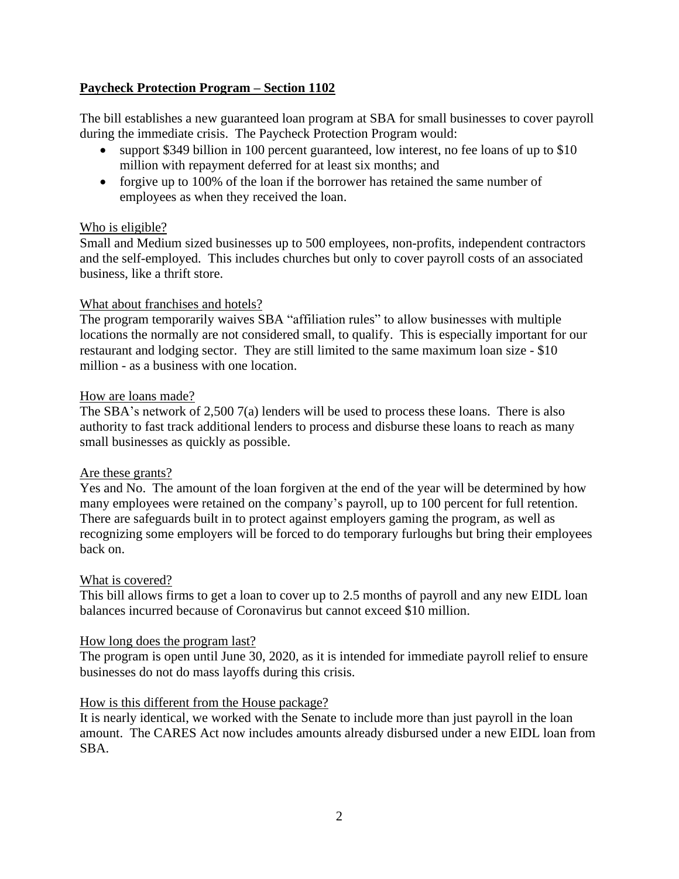## **Paycheck Protection Program – Section 1102**

The bill establishes a new guaranteed loan program at SBA for small businesses to cover payroll during the immediate crisis. The Paycheck Protection Program would:

- support $349 billion in 100 percent guaranteed, low interest, no fee loans of up to $10 million with repayment deferred for at least six months; and
- forgive up to 100% of the loan if the borrower has retained the same number of employees as when they received the loan.

### Who is eligible?

Small and Medium sized businesses up to 500 employees, non-profits, independent contractors and the self-employed. This includes churches but only to cover payroll costs of an associated business, like a thrift store.

### What about franchises and hotels?

The program temporarily waives SBA "affiliation rules" to allow businesses with multiple locations the normally are not considered small, to qualify. This is especially important for our restaurant and lodging sector. They are still limited to the same maximum loan size - $10 million - as a business with one location.

### How are loans made?

The SBA's network of 2,500 7(a) lenders will be used to process these loans. There is also authority to fast track additional lenders to process and disburse these loans to reach as many small businesses as quickly as possible.

### Are these grants?

Yes and No. The amount of the loan forgiven at the end of the year will be determined by how many employees were retained on the company's payroll, up to 100 percent for full retention. There are safeguards built in to protect against employers gaming the program, as well as recognizing some employers will be forced to do temporary furloughs but bring their employees back on.

### What is covered?

This bill allows firms to get a loan to cover up to 2.5 months of payroll and any new EIDL loan balances incurred because of Coronavirus but cannot exceed $10 million.

### How long does the program last?

The program is open until June 30, 2020, as it is intended for immediate payroll relief to ensure businesses do not do mass layoffs during this crisis.

### How is this different from the House package?

It is nearly identical, we worked with the Senate to include more than just payroll in the loan amount. The CARES Act now includes amounts already disbursed under a new EIDL loan from SBA.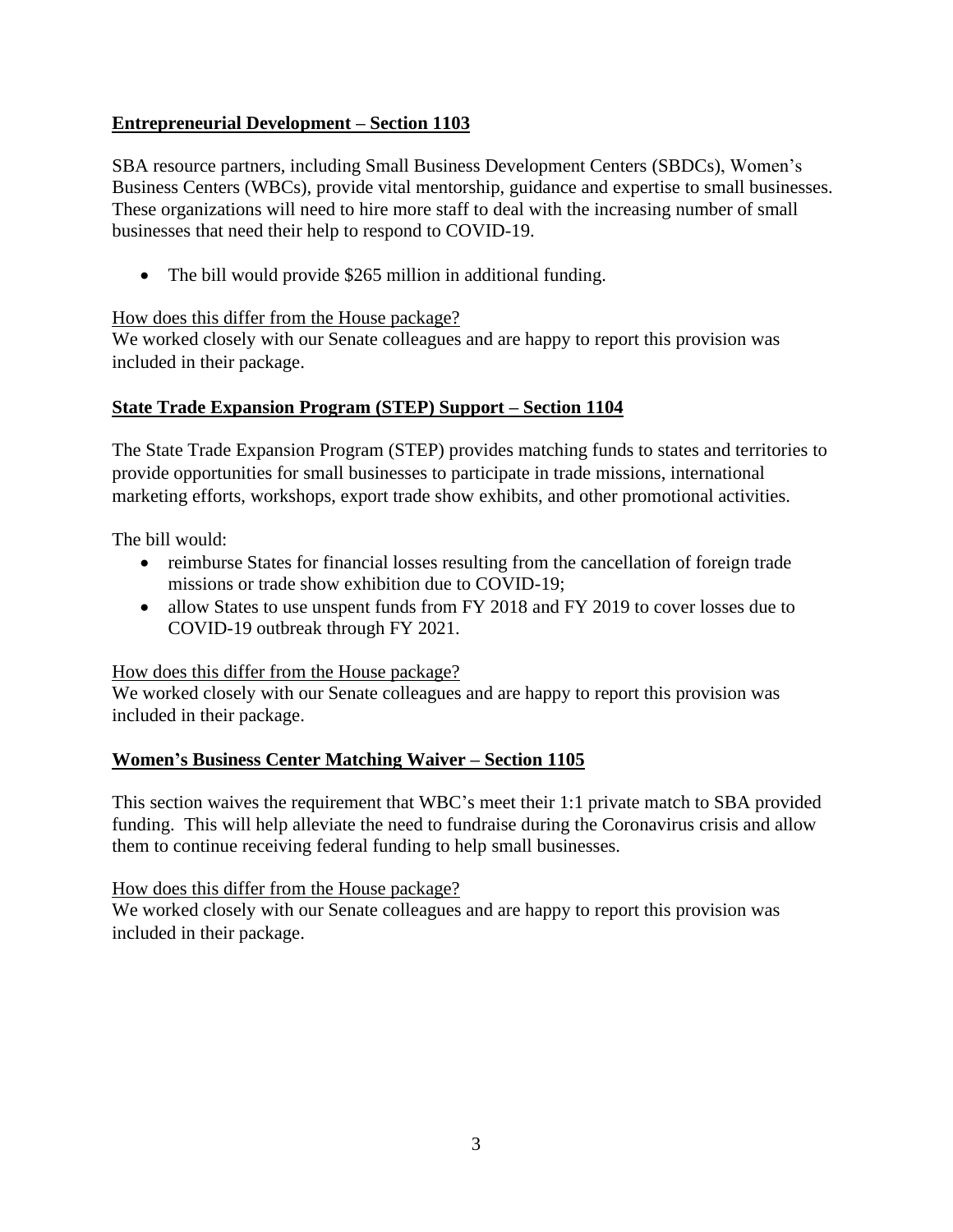**<u>Entrepreneurial Development – Section 1103</u>**

SBA resource partners, including Small Business Development Centers (SBDCs), Women's Business Centers (WBCs), provide vital mentorship, guidance and expertise to small businesses. These organizations will need to hire more staff to deal with the increasing number of small businesses that need their help to respond to COVID-19.

- The bill would provide $265 million in additional funding.

<u>How does this differ from the House package?</u>
We worked closely with our Senate colleagues and are happy to report this provision was included in their package.

**<u>State Trade Expansion Program (STEP) Support – Section 1104</u>**

The State Trade Expansion Program (STEP) provides matching funds to states and territories to provide opportunities for small businesses to participate in trade missions, international marketing efforts, workshops, export trade show exhibits, and other promotional activities.

The bill would:

- reimburse States for financial losses resulting from the cancellation of foreign trade missions or trade show exhibition due to COVID-19;
- allow States to use unspent funds from FY 2018 and FY 2019 to cover losses due to COVID-19 outbreak through FY 2021.

<u>How does this differ from the House package?</u>
We worked closely with our Senate colleagues and are happy to report this provision was included in their package.

**<u>Women's Business Center Matching Waiver – Section 1105</u>**

This section waives the requirement that WBC's meet their 1:1 private match to SBA provided funding. This will help alleviate the need to fundraise during the Coronavirus crisis and allow them to continue receiving federal funding to help small businesses.

<u>How does this differ from the House package?</u>
We worked closely with our Senate colleagues and are happy to report this provision was included in their package.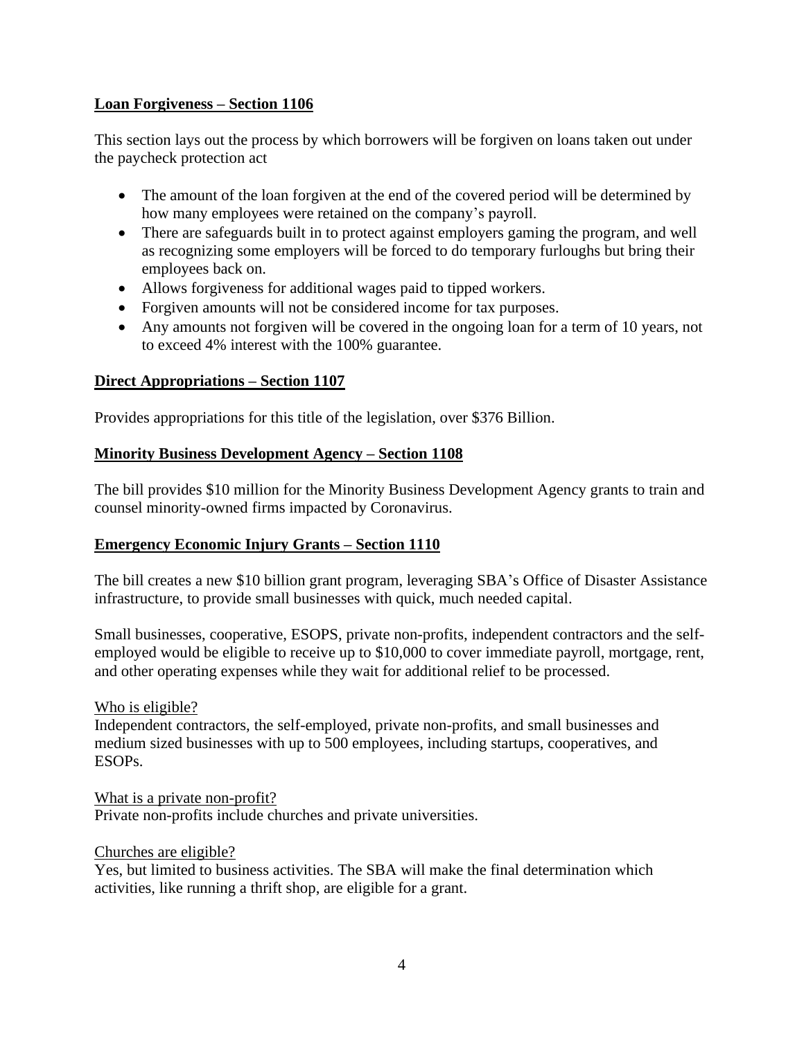## **Loan Forgiveness – Section 1106**

This section lays out the process by which borrowers will be forgiven on loans taken out under the paycheck protection act

- The amount of the loan forgiven at the end of the covered period will be determined by how many employees were retained on the company's payroll.
- There are safeguards built in to protect against employers gaming the program, and well as recognizing some employers will be forced to do temporary furloughs but bring their employees back on.
- Allows forgiveness for additional wages paid to tipped workers.
- Forgiven amounts will not be considered income for tax purposes.
- Any amounts not forgiven will be covered in the ongoing loan for a term of 10 years, not to exceed 4% interest with the 100% guarantee.

## **Direct Appropriations – Section 1107**

Provides appropriations for this title of the legislation, over $376 Billion.

## **Minority Business Development Agency – Section 1108**

The bill provides $10 million for the Minority Business Development Agency grants to train and counsel minority-owned firms impacted by Coronavirus.

## **Emergency Economic Injury Grants – Section 1110**

The bill creates a new $10 billion grant program, leveraging SBA's Office of Disaster Assistance infrastructure, to provide small businesses with quick, much needed capital.

Small businesses, cooperative, ESOPS, private non-profits, independent contractors and the self-employed would be eligible to receive up to $10,000 to cover immediate payroll, mortgage, rent, and other operating expenses while they wait for additional relief to be processed.

<u>Who is eligible?</u>
Independent contractors, the self-employed, private non-profits, and small businesses and medium sized businesses with up to 500 employees, including startups, cooperatives, and ESOPs.

<u>What is a private non-profit?</u>
Private non-profits include churches and private universities.

<u>Churches are eligible?</u>
Yes, but limited to business activities. The SBA will make the final determination which activities, like running a thrift shop, are eligible for a grant.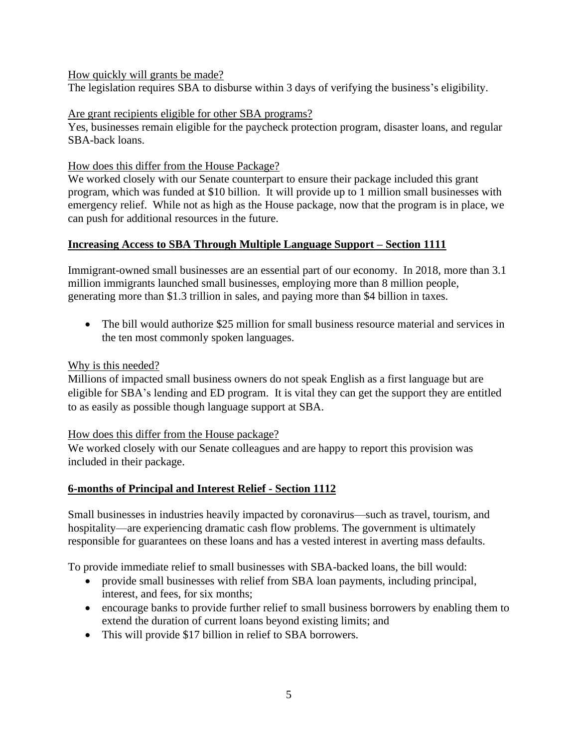How quickly will grants be made?

The legislation requires SBA to disburse within 3 days of verifying the business's eligibility.

Are grant recipients eligible for other SBA programs?

Yes, businesses remain eligible for the paycheck protection program, disaster loans, and regular SBA-back loans.

How does this differ from the House Package?

We worked closely with our Senate counterpart to ensure their package included this grant program, which was funded at $10 billion. It will provide up to 1 million small businesses with emergency relief. While not as high as the House package, now that the program is in place, we can push for additional resources in the future.

## Increasing Access to SBA Through Multiple Language Support – Section 1111

Immigrant-owned small businesses are an essential part of our economy. In 2018, more than 3.1 million immigrants launched small businesses, employing more than 8 million people, generating more than $1.3 trillion in sales, and paying more than $4 billion in taxes.

- The bill would authorize $25 million for small business resource material and services in the ten most commonly spoken languages.

Why is this needed?

Millions of impacted small business owners do not speak English as a first language but are eligible for SBA's lending and ED program. It is vital they can get the support they are entitled to as easily as possible though language support at SBA.

How does this differ from the House package?

We worked closely with our Senate colleagues and are happy to report this provision was included in their package.

## 6-months of Principal and Interest Relief - Section 1112

Small businesses in industries heavily impacted by coronavirus—such as travel, tourism, and hospitality—are experiencing dramatic cash flow problems. The government is ultimately responsible for guarantees on these loans and has a vested interest in averting mass defaults.

To provide immediate relief to small businesses with SBA-backed loans, the bill would:

- provide small businesses with relief from SBA loan payments, including principal, interest, and fees, for six months;
- encourage banks to provide further relief to small business borrowers by enabling them to extend the duration of current loans beyond existing limits; and
- This will provide $17 billion in relief to SBA borrowers.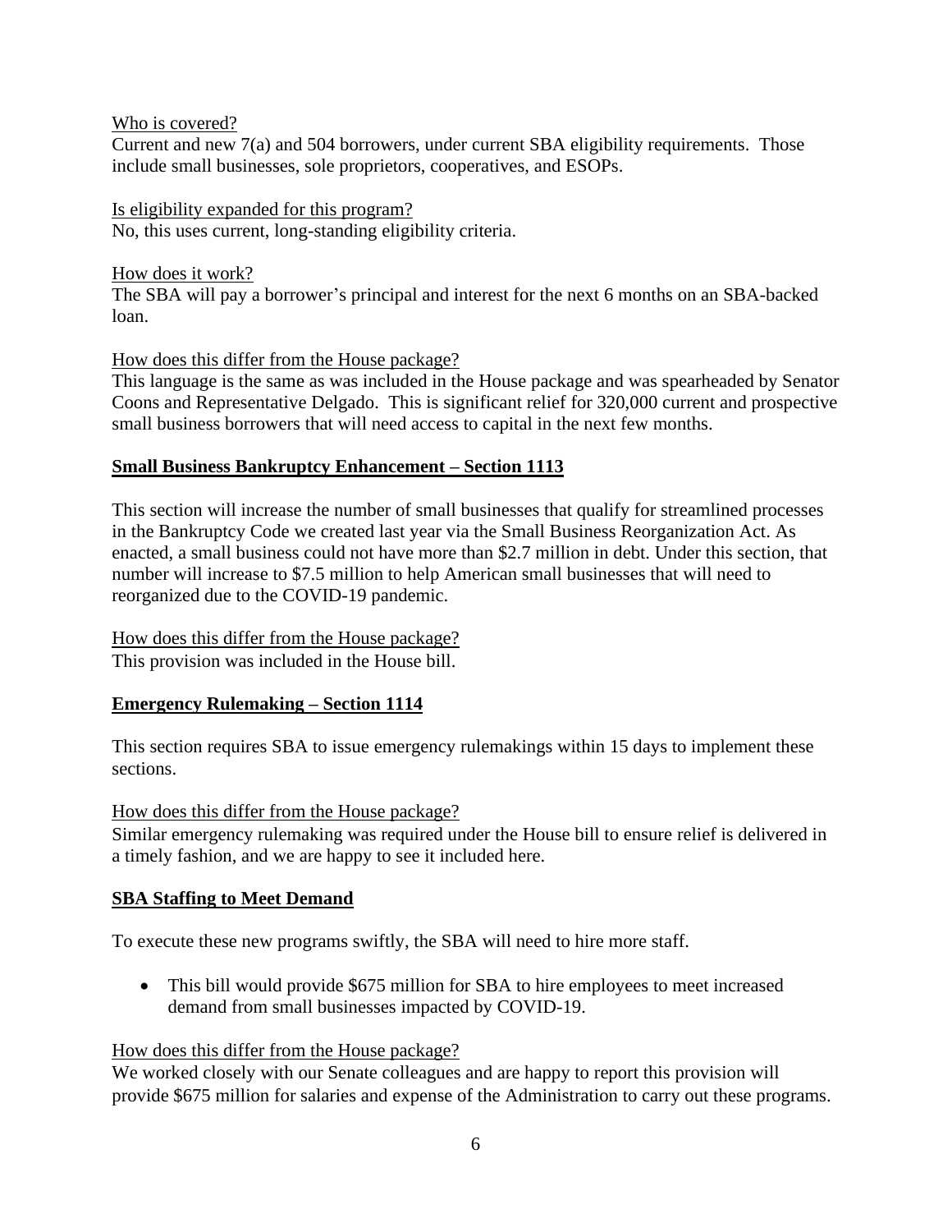Who is covered?

Current and new 7(a) and 504 borrowers, under current SBA eligibility requirements. Those include small businesses, sole proprietors, cooperatives, and ESOPs.

Is eligibility expanded for this program?

No, this uses current, long-standing eligibility criteria.

How does it work?

The SBA will pay a borrower's principal and interest for the next 6 months on an SBA-backed loan.

How does this differ from the House package?

This language is the same as was included in the House package and was spearheaded by Senator Coons and Representative Delgado. This is significant relief for 320,000 current and prospective small business borrowers that will need access to capital in the next few months.

**Small Business Bankruptcy Enhancement – Section 1113**

This section will increase the number of small businesses that qualify for streamlined processes in the Bankruptcy Code we created last year via the Small Business Reorganization Act. As enacted, a small business could not have more than $2.7 million in debt. Under this section, that number will increase to $7.5 million to help American small businesses that will need to reorganized due to the COVID-19 pandemic.

How does this differ from the House package?

This provision was included in the House bill.

**Emergency Rulemaking – Section 1114**

This section requires SBA to issue emergency rulemakings within 15 days to implement these sections.

How does this differ from the House package?

Similar emergency rulemaking was required under the House bill to ensure relief is delivered in a timely fashion, and we are happy to see it included here.

**SBA Staffing to Meet Demand**

To execute these new programs swiftly, the SBA will need to hire more staff.

- This bill would provide $675 million for SBA to hire employees to meet increased demand from small businesses impacted by COVID-19.

How does this differ from the House package?

We worked closely with our Senate colleagues and are happy to report this provision will provide $675 million for salaries and expense of the Administration to carry out these programs.